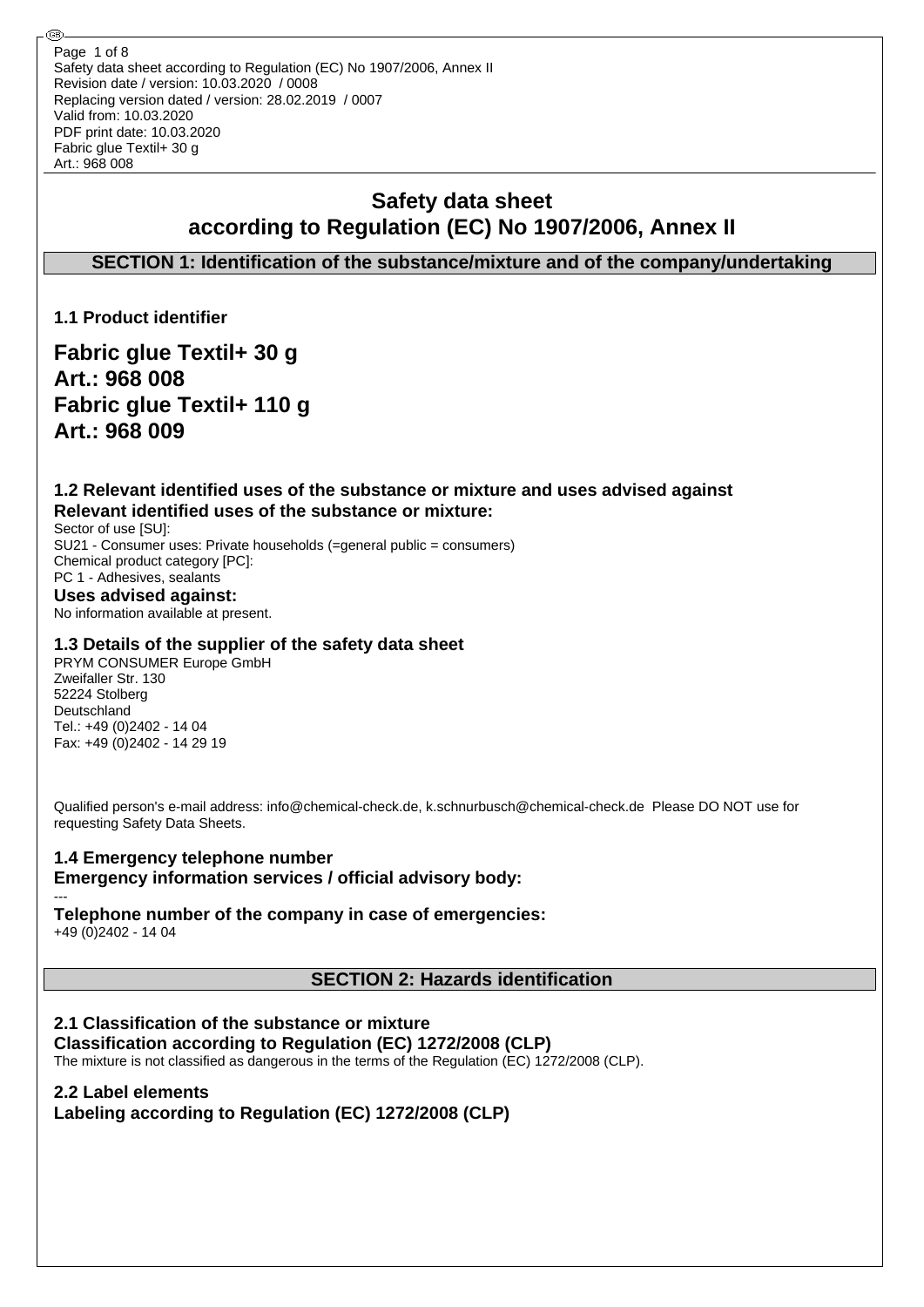# Safety data sheet according to Regulation (EC) No 1907/2006, Annex II

## SECTION 1: Identification of the substance/mixture and of the company/undertaking

### 1.1 Product identifier

**Fabric glue Textil+ 30 g**
**Art.: 968 008**
**Fabric glue Textil+ 110 g**
**Art.: 968 009**

### 1.2 Relevant identified uses of the substance or mixture and uses advised against

**Relevant identified uses of the substance or mixture:**

Sector of use [SU]:
SU21 - Consumer uses: Private households (=general public = consumers)
Chemical product category [PC]:
PC 1 - Adhesives, sealants

**Uses advised against:**

No information available at present.

### 1.3 Details of the supplier of the safety data sheet

PRYM CONSUMER Europe GmbH
Zweifaller Str. 130
52224 Stolberg
Deutschland
Tel.: +49 (0)2402 - 14 04
Fax: +49 (0)2402 - 14 29 19

Qualified person's e-mail address: info@chemical-check.de, k.schnurbusch@chemical-check.de Please DO NOT use for requesting Safety Data Sheets.

### 1.4 Emergency telephone number

**Emergency information services / official advisory body:**

---

**Telephone number of the company in case of emergencies:**

+49 (0)2402 - 14 04

## SECTION 2: Hazards identification

### 2.1 Classification of the substance or mixture

**Classification according to Regulation (EC) 1272/2008 (CLP)**

The mixture is not classified as dangerous in the terms of the Regulation (EC) 1272/2008 (CLP).

### 2.2 Label elements

**Labeling according to Regulation (EC) 1272/2008 (CLP)**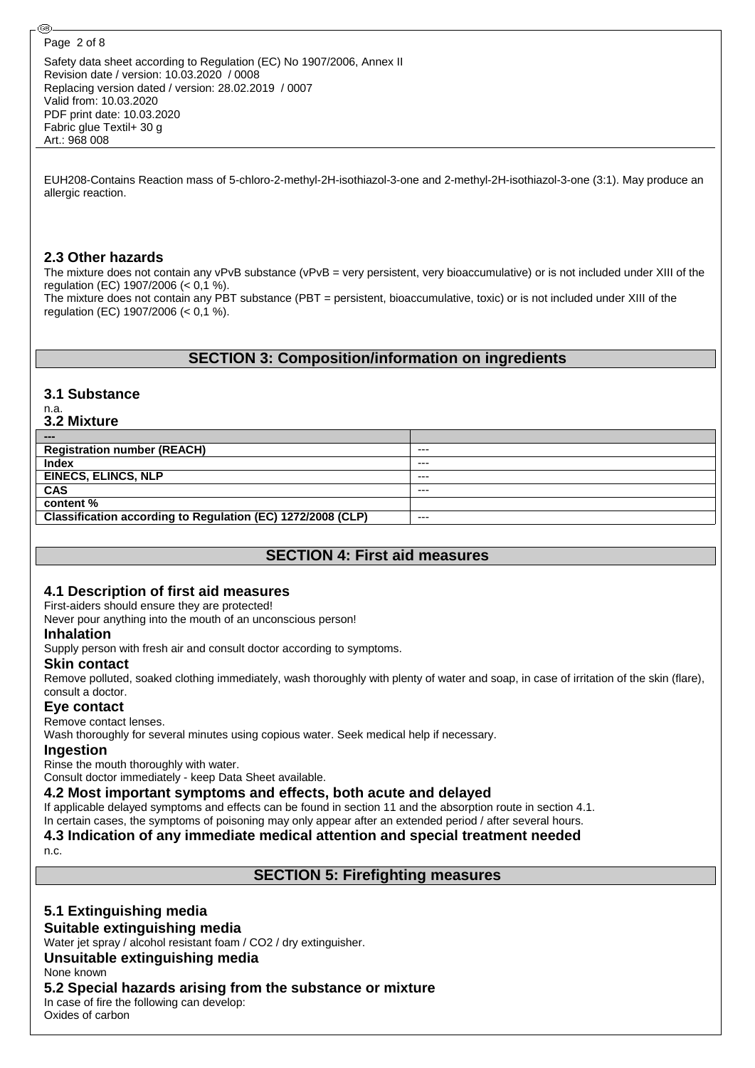EUH208-Contains Reaction mass of 5-chloro-2-methyl-2H-isothiazol-3-one and 2-methyl-2H-isothiazol-3-one (3:1). May produce an allergic reaction.

### 2.3 Other hazards

The mixture does not contain any vPvB substance (vPvB = very persistent, very bioaccumulative) or is not included under XIII of the regulation (EC) 1907/2006 (< 0,1 %).
The mixture does not contain any PBT substance (PBT = persistent, bioaccumulative, toxic) or is not included under XIII of the regulation (EC) 1907/2006 (< 0,1 %).

## SECTION 3: Composition/information on ingredients

### 3.1 Substance

n.a.

### 3.2 Mixture

| --- | |
|---|---|
| **Registration number (REACH)** | --- |
| **Index** | --- |
| **EINECS, ELINCS, NLP** | --- |
| **CAS** | --- |
| **content %** | |
| **Classification according to Regulation (EC) 1272/2008 (CLP)** | --- |

## SECTION 4: First aid measures

### 4.1 Description of first aid measures

First-aiders should ensure they are protected!
Never pour anything into the mouth of an unconscious person!

#### Inhalation

Supply person with fresh air and consult doctor according to symptoms.

#### Skin contact

Remove polluted, soaked clothing immediately, wash thoroughly with plenty of water and soap, in case of irritation of the skin (flare), consult a doctor.

#### Eye contact

Remove contact lenses.
Wash thoroughly for several minutes using copious water. Seek medical help if necessary.

#### Ingestion

Rinse the mouth thoroughly with water.
Consult doctor immediately - keep Data Sheet available.

### 4.2 Most important symptoms and effects, both acute and delayed

If applicable delayed symptoms and effects can be found in section 11 and the absorption route in section 4.1.
In certain cases, the symptoms of poisoning may only appear after an extended period / after several hours.

### 4.3 Indication of any immediate medical attention and special treatment needed

n.c.

## SECTION 5: Firefighting measures

### 5.1 Extinguishing media

#### Suitable extinguishing media

Water jet spray / alcohol resistant foam / $CO_2$ / dry extinguisher.

#### Unsuitable extinguishing media

None known

### 5.2 Special hazards arising from the substance or mixture

In case of fire the following can develop:
Oxides of carbon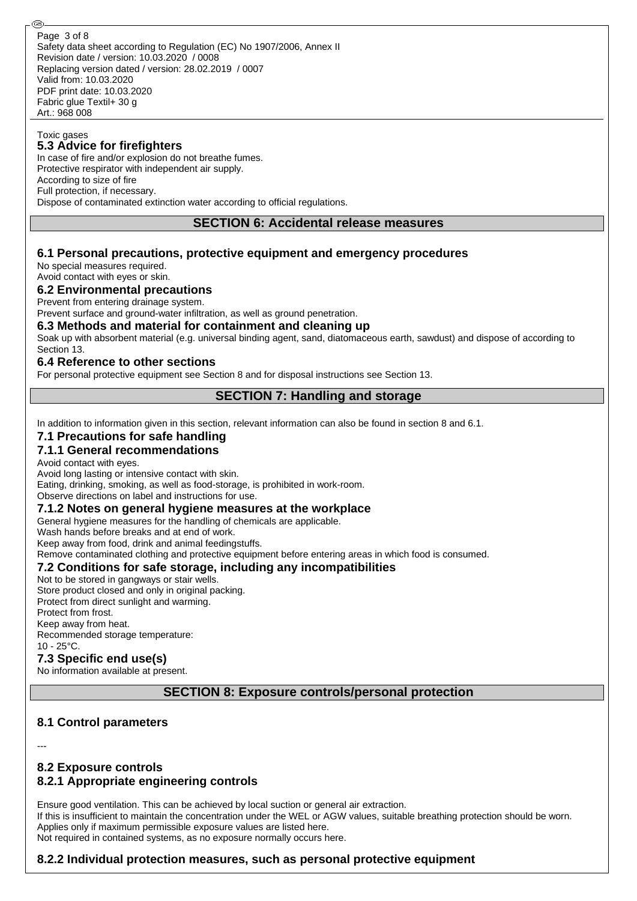Toxic gases

### 5.3 Advice for firefighters

In case of fire and/or explosion do not breathe fumes.
Protective respirator with independent air supply.
According to size of fire
Full protection, if necessary.
Dispose of contaminated extinction water according to official regulations.

## SECTION 6: Accidental release measures

### 6.1 Personal precautions, protective equipment and emergency procedures

No special measures required.
Avoid contact with eyes or skin.

### 6.2 Environmental precautions

Prevent from entering drainage system.
Prevent surface and ground-water infiltration, as well as ground penetration.

### 6.3 Methods and material for containment and cleaning up

Soak up with absorbent material (e.g. universal binding agent, sand, diatomaceous earth, sawdust) and dispose of according to Section 13.

### 6.4 Reference to other sections

For personal protective equipment see Section 8 and for disposal instructions see Section 13.

## SECTION 7: Handling and storage

In addition to information given in this section, relevant information can also be found in section 8 and 6.1.

### 7.1 Precautions for safe handling

### 7.1.1 General recommendations

Avoid contact with eyes.
Avoid long lasting or intensive contact with skin.
Eating, drinking, smoking, as well as food-storage, is prohibited in work-room.
Observe directions on label and instructions for use.

### 7.1.2 Notes on general hygiene measures at the workplace

General hygiene measures for the handling of chemicals are applicable.
Wash hands before breaks and at end of work.
Keep away from food, drink and animal feedingstuffs.
Remove contaminated clothing and protective equipment before entering areas in which food is consumed.

### 7.2 Conditions for safe storage, including any incompatibilities

Not to be stored in gangways or stair wells.
Store product closed and only in original packing.
Protect from direct sunlight and warming.
Protect from frost.
Keep away from heat.
Recommended storage temperature:
10 - 25°C.

### 7.3 Specific end use(s)

No information available at present.

## SECTION 8: Exposure controls/personal protection

### 8.1 Control parameters

---

### 8.2 Exposure controls

### 8.2.1 Appropriate engineering controls

Ensure good ventilation. This can be achieved by local suction or general air extraction.
If this is insufficient to maintain the concentration under the WEL or AGW values, suitable breathing protection should be worn.
Applies only if maximum permissible exposure values are listed here.
Not required in contained systems, as no exposure normally occurs here.

### 8.2.2 Individual protection measures, such as personal protective equipment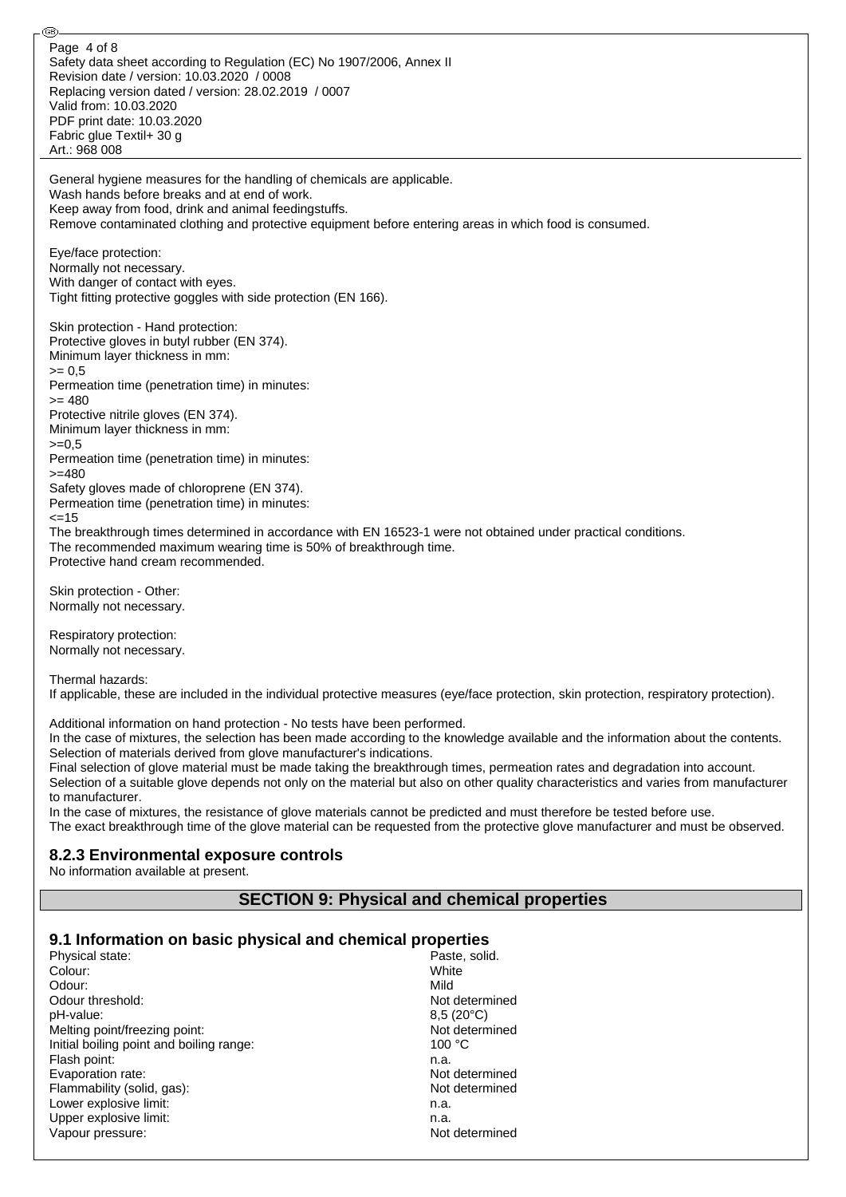General hygiene measures for the handling of chemicals are applicable.
Wash hands before breaks and at end of work.
Keep away from food, drink and animal feedingstuffs.
Remove contaminated clothing and protective equipment before entering areas in which food is consumed.

Eye/face protection:
Normally not necessary.
With danger of contact with eyes.
Tight fitting protective goggles with side protection (EN 166).

Skin protection - Hand protection:
Protective gloves in butyl rubber (EN 374).
Minimum layer thickness in mm:
>= 0,5
Permeation time (penetration time) in minutes:
>= 480
Protective nitrile gloves (EN 374).
Minimum layer thickness in mm:
>=0,5
Permeation time (penetration time) in minutes:
>=480
Safety gloves made of chloroprene (EN 374).
Permeation time (penetration time) in minutes:
<=15
The breakthrough times determined in accordance with EN 16523-1 were not obtained under practical conditions.
The recommended maximum wearing time is 50% of breakthrough time.
Protective hand cream recommended.

Skin protection - Other:
Normally not necessary.

Respiratory protection:
Normally not necessary.

Thermal hazards:
If applicable, these are included in the individual protective measures (eye/face protection, skin protection, respiratory protection).

Additional information on hand protection - No tests have been performed.
In the case of mixtures, the selection has been made according to the knowledge available and the information about the contents.
Selection of materials derived from glove manufacturer's indications.
Final selection of glove material must be made taking the breakthrough times, permeation rates and degradation into account.
Selection of a suitable glove depends not only on the material but also on other quality characteristics and varies from manufacturer to manufacturer.
In the case of mixtures, the resistance of glove materials cannot be predicted and must therefore be tested before use.
The exact breakthrough time of the glove material can be requested from the protective glove manufacturer and must be observed.

### 8.2.3 Environmental exposure controls

No information available at present.

## SECTION 9: Physical and chemical properties

### 9.1 Information on basic physical and chemical properties

| | |
|---|---|
| Physical state: | Paste, solid. |
| Colour: | White |
| Odour: | Mild |
| Odour threshold: | Not determined |
| pH-value: | 8,5 (20°C) |
| Melting point/freezing point: | Not determined |
| Initial boiling point and boiling range: | 100 °C |
| Flash point: | n.a. |
| Evaporation rate: | Not determined |
| Flammability (solid, gas): | Not determined |
| Lower explosive limit: | n.a. |
| Upper explosive limit: | n.a. |
| Vapour pressure: | Not determined |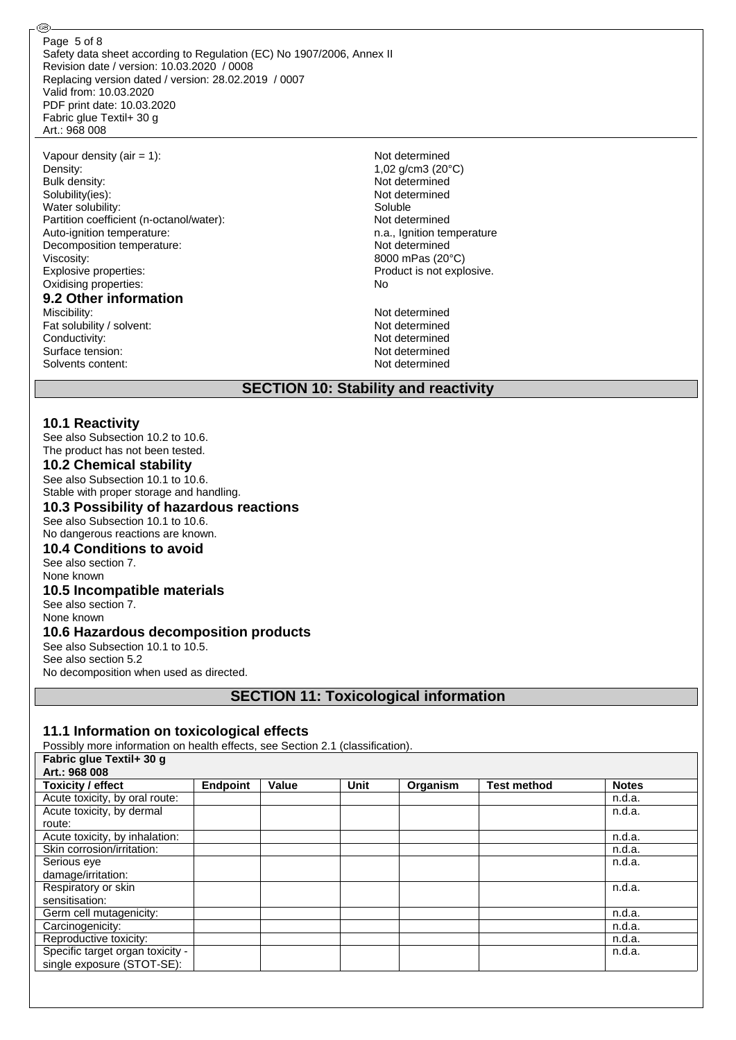Vapour density (air = 1): Not determined
Density: 1,02 g/cm3 (20°C)
Bulk density: Not determined
Solubility(ies): Not determined
Water solubility: Soluble
Partition coefficient (n-octanol/water): Not determined
Auto-ignition temperature: n.a., Ignition temperature
Decomposition temperature: Not determined
Viscosity: 8000 mPas (20°C)
Explosive properties: Product is not explosive.
Oxidising properties: No

### 9.2 Other information

Miscibility: Not determined
Fat solubility / solvent: Not determined
Conductivity: Not determined
Surface tension: Not determined
Solvents content: Not determined

## SECTION 10: Stability and reactivity

### 10.1 Reactivity

See also Subsection 10.2 to 10.6.
The product has not been tested.

### 10.2 Chemical stability

See also Subsection 10.1 to 10.6.
Stable with proper storage and handling.

### 10.3 Possibility of hazardous reactions

See also Subsection 10.1 to 10.6.
No dangerous reactions are known.

### 10.4 Conditions to avoid

See also section 7.
None known

### 10.5 Incompatible materials

See also section 7.
None known

### 10.6 Hazardous decomposition products

See also Subsection 10.1 to 10.5.
See also section 5.2
No decomposition when used as directed.

## SECTION 11: Toxicological information

### 11.1 Information on toxicological effects

Possibly more information on health effects, see Section 2.1 (classification).

**Fabric glue Textil+ 30 g**
**Art.: 968 008**

| Toxicity / effect | Endpoint | Value | Unit | Organism | Test method | Notes |
|---|---|---|---|---|---|---|
| Acute toxicity, by oral route: | | | | | | n.d.a. |
| Acute toxicity, by dermal route: | | | | | | n.d.a. |
| Acute toxicity, by inhalation: | | | | | | n.d.a. |
| Skin corrosion/irritation: | | | | | | n.d.a. |
| Serious eye damage/irritation: | | | | | | n.d.a. |
| Respiratory or skin sensitisation: | | | | | | n.d.a. |
| Germ cell mutagenicity: | | | | | | n.d.a. |
| Carcinogenicity: | | | | | | n.d.a. |
| Reproductive toxicity: | | | | | | n.d.a. |
| Specific target organ toxicity - single exposure (STOT-SE): | | | | | | n.d.a. |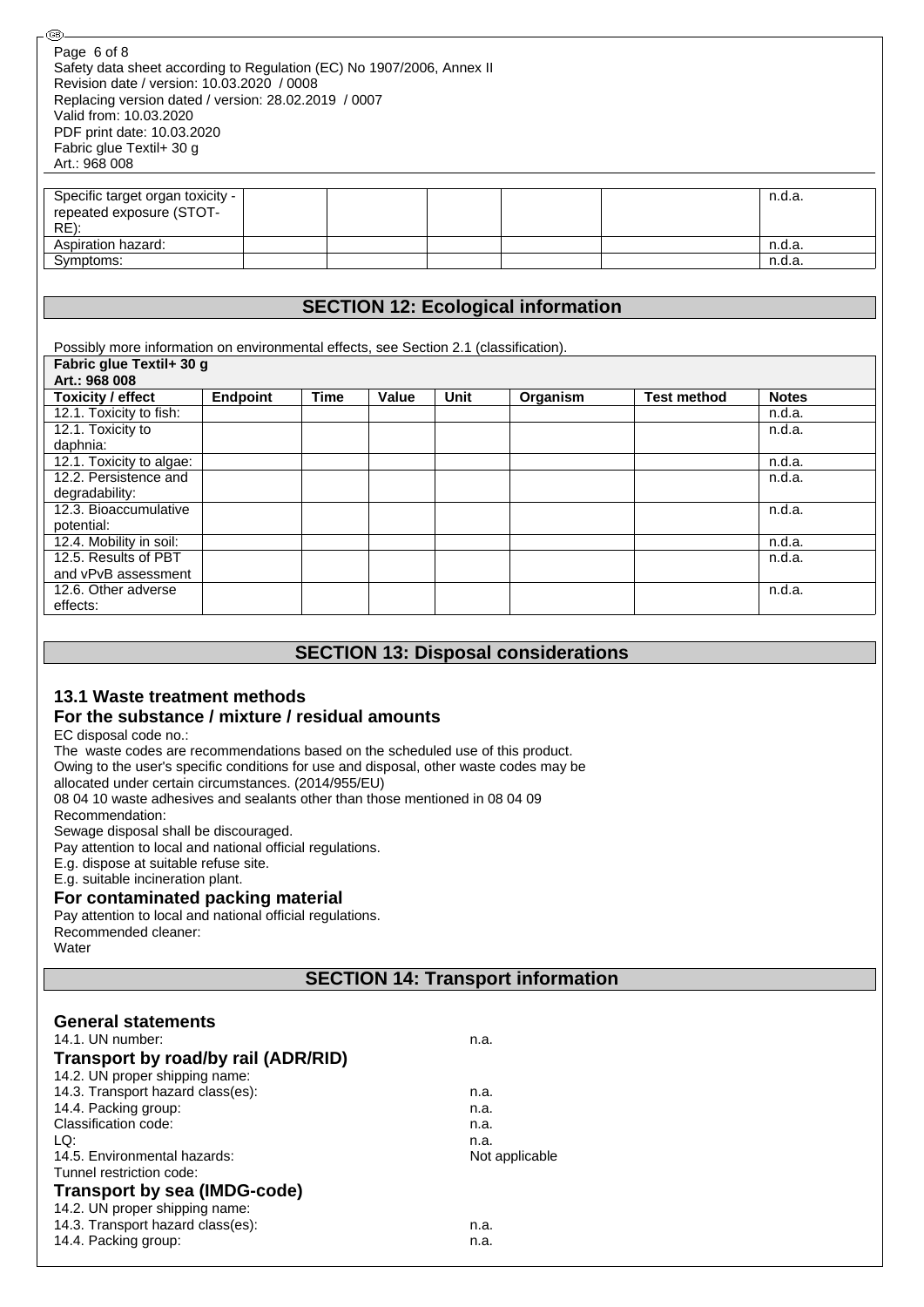| Specific target organ toxicity - repeated exposure (STOT-RE): | | | | | | n.d.a. |
|---|---|---|---|---|---|---|
| Aspiration hazard: | | | | | | n.d.a. |
| Symptoms: | | | | | | n.d.a. |

## SECTION 12: Ecological information

Possibly more information on environmental effects, see Section 2.1 (classification).

| **Fabric glue Textil+ 30 g Art.: 968 008** | | | | | | | |
|---|---|---|---|---|---|---|---|
| **Toxicity / effect** | **Endpoint** | **Time** | **Value** | **Unit** | **Organism** | **Test method** | **Notes** |
| 12.1. Toxicity to fish: | | | | | | | n.d.a. |
| 12.1. Toxicity to daphnia: | | | | | | | n.d.a. |
| 12.1. Toxicity to algae: | | | | | | | n.d.a. |
| 12.2. Persistence and degradability: | | | | | | | n.d.a. |
| 12.3. Bioaccumulative potential: | | | | | | | n.d.a. |
| 12.4. Mobility in soil: | | | | | | | n.d.a. |
| 12.5. Results of PBT and vPvB assessment | | | | | | | n.d.a. |
| 12.6. Other adverse effects: | | | | | | | n.d.a. |

## SECTION 13: Disposal considerations

### 13.1 Waste treatment methods

### For the substance / mixture / residual amounts

EC disposal code no.:
The waste codes are recommendations based on the scheduled use of this product.
Owing to the user's specific conditions for use and disposal, other waste codes may be allocated under certain circumstances. (2014/955/EU)
08 04 10 waste adhesives and sealants other than those mentioned in 08 04 09
Recommendation:
Sewage disposal shall be discouraged.
Pay attention to local and national official regulations.
E.g. dispose at suitable refuse site.
E.g. suitable incineration plant.

### For contaminated packing material

Pay attention to local and national official regulations.
Recommended cleaner:
Water

## SECTION 14: Transport information

### General statements

14.1. UN number: n.a.

### Transport by road/by rail (ADR/RID)

14.2. UN proper shipping name:
14.3. Transport hazard class(es): n.a.
14.4. Packing group: n.a.
Classification code: n.a.
LQ: n.a.
14.5. Environmental hazards: Not applicable
Tunnel restriction code:

### Transport by sea (IMDG-code)

14.2. UN proper shipping name:
14.3. Transport hazard class(es): n.a.
14.4. Packing group: n.a.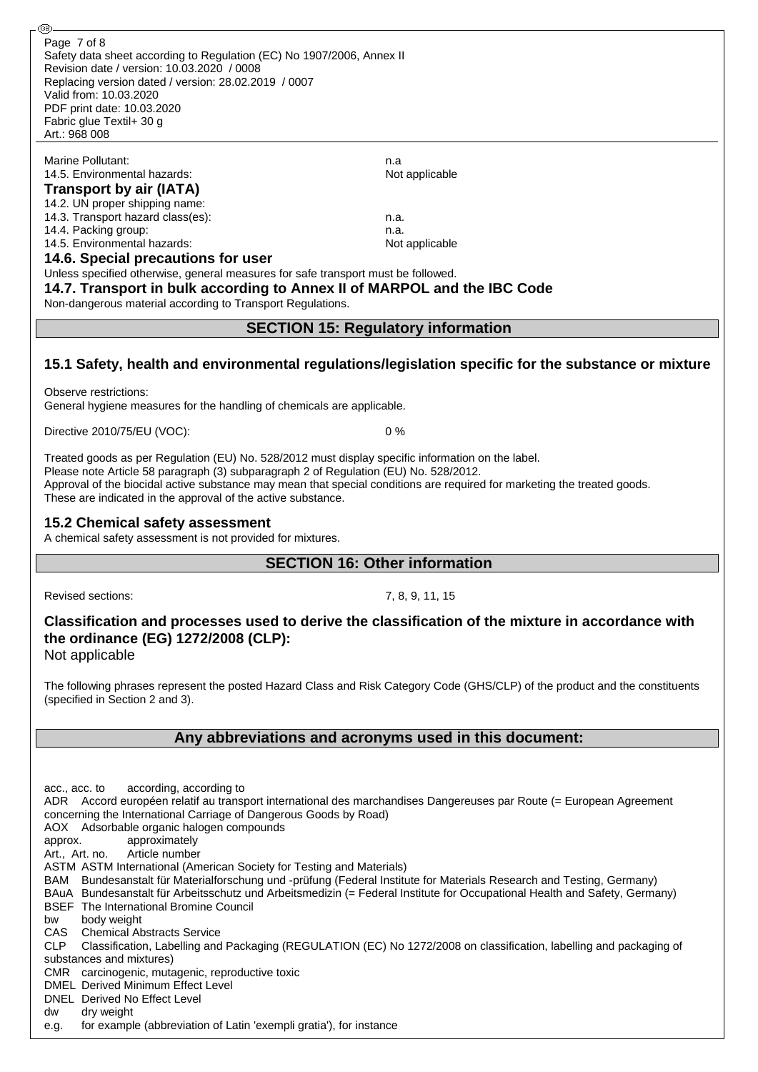Marine Pollutant: n.a

14.5. Environmental hazards: Not applicable

**Transport by air (IATA)**

14.2. UN proper shipping name:

14.3. Transport hazard class(es): n.a.

14.4. Packing group: n.a.

14.5. Environmental hazards: Not applicable

**14.6. Special precautions for user**

Unless specified otherwise, general measures for safe transport must be followed.

**14.7. Transport in bulk according to Annex II of MARPOL and the IBC Code**

Non-dangerous material according to Transport Regulations.

## SECTION 15: Regulatory information

### 15.1 Safety, health and environmental regulations/legislation specific for the substance or mixture

Observe restrictions:
General hygiene measures for the handling of chemicals are applicable.

Directive 2010/75/EU (VOC): 0 %

Treated goods as per Regulation (EU) No. 528/2012 must display specific information on the label.
Please note Article 58 paragraph (3) subparagraph 2 of Regulation (EU) No. 528/2012.
Approval of the biocidal active substance may mean that special conditions are required for marketing the treated goods.
These are indicated in the approval of the active substance.

### 15.2 Chemical safety assessment

A chemical safety assessment is not provided for mixtures.

## SECTION 16: Other information

Revised sections: 7, 8, 9, 11, 15

### Classification and processes used to derive the classification of the mixture in accordance with the ordinance (EG) 1272/2008 (CLP):

Not applicable

The following phrases represent the posted Hazard Class and Risk Category Code (GHS/CLP) of the product and the constituents (specified in Section 2 and 3).

## Any abbreviations and acronyms used in this document:

acc., acc. to according, according to
ADR Accord européen relatif au transport international des marchandises Dangereuses par Route (= European Agreement concerning the International Carriage of Dangerous Goods by Road)
AOX Adsorbable organic halogen compounds
approx. approximately
Art., Art. no. Article number
ASTM ASTM International (American Society for Testing and Materials)
BAM Bundesanstalt für Materialforschung und -prüfung (Federal Institute for Materials Research and Testing, Germany)
BAuA Bundesanstalt für Arbeitsschutz und Arbeitsmedizin (= Federal Institute for Occupational Health and Safety, Germany)
BSEF The International Bromine Council
bw body weight
CAS Chemical Abstracts Service
CLP Classification, Labelling and Packaging (REGULATION (EC) No 1272/2008 on classification, labelling and packaging of substances and mixtures)
CMR carcinogenic, mutagenic, reproductive toxic
DMEL Derived Minimum Effect Level
DNEL Derived No Effect Level
dw dry weight
e.g. for example (abbreviation of Latin 'exempli gratia'), for instance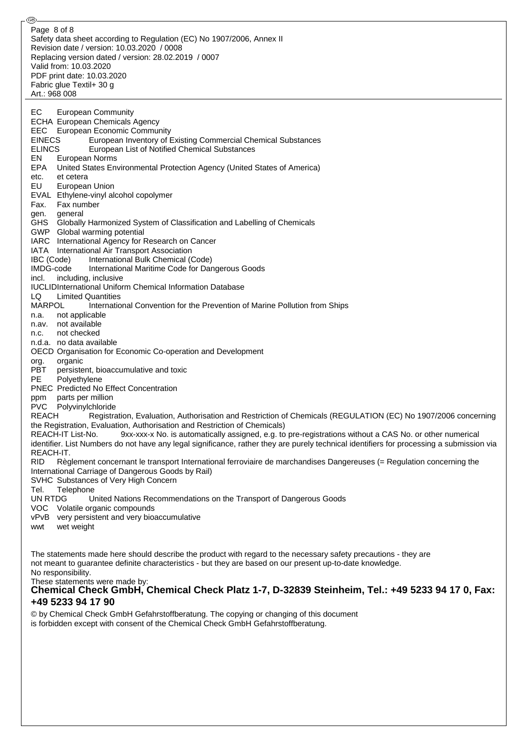EC European Community
ECHA European Chemicals Agency
EEC European Economic Community
EINECS European Inventory of Existing Commercial Chemical Substances
ELINCS European List of Notified Chemical Substances
EN European Norms
EPA United States Environmental Protection Agency (United States of America)
etc. et cetera
EU European Union
EVAL Ethylene-vinyl alcohol copolymer
Fax. Fax number
gen. general
GHS Globally Harmonized System of Classification and Labelling of Chemicals
GWP Global warming potential
IARC International Agency for Research on Cancer
IATA International Air Transport Association
IBC (Code) International Bulk Chemical (Code)
IMDG-code International Maritime Code for Dangerous Goods
incl. including, inclusive
IUCLIDInternational Uniform Chemical Information Database
LQ Limited Quantities
MARPOL International Convention for the Prevention of Marine Pollution from Ships
n.a. not applicable
n.av. not available
n.c. not checked
n.d.a. no data available
OECD Organisation for Economic Co-operation and Development
org. organic
PBT persistent, bioaccumulative and toxic
PE Polyethylene
PNEC Predicted No Effect Concentration
ppm parts per million
PVC Polyvinylchloride
REACH Registration, Evaluation, Authorisation and Restriction of Chemicals (REGULATION (EC) No 1907/2006 concerning the Registration, Evaluation, Authorisation and Restriction of Chemicals)
REACH-IT List-No. 9xx-xxx-x No. is automatically assigned, e.g. to pre-registrations without a CAS No. or other numerical identifier. List Numbers do not have any legal significance, rather they are purely technical identifiers for processing a submission via REACH-IT.
RID Règlement concernant le transport International ferroviaire de marchandises Dangereuses (= Regulation concerning the International Carriage of Dangerous Goods by Rail)
SVHC Substances of Very High Concern
Tel. Telephone
UN RTDG United Nations Recommendations on the Transport of Dangerous Goods
VOC Volatile organic compounds
vPvB very persistent and very bioaccumulative
wwt wet weight

The statements made here should describe the product with regard to the necessary safety precautions - they are not meant to guarantee definite characteristics - but they are based on our present up-to-date knowledge.
No responsibility.
These statements were made by:

**Chemical Check GmbH, Chemical Check Platz 1-7, D-32839 Steinheim, Tel.: +49 5233 94 17 0, Fax: +49 5233 94 17 90**

© by Chemical Check GmbH Gefahrstoffberatung. The copying or changing of this document is forbidden except with consent of the Chemical Check GmbH Gefahrstoffberatung.